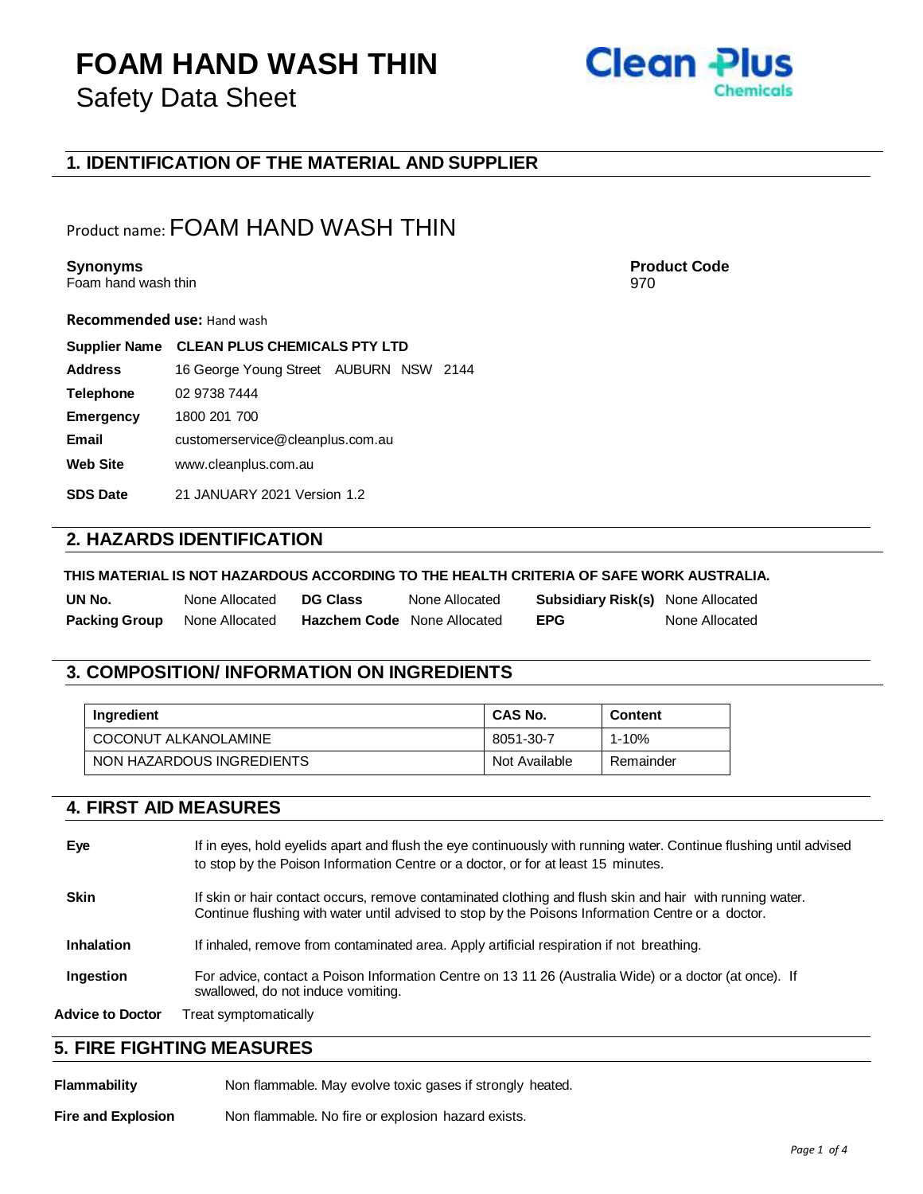# FOAM HAND WASH THIN

Safety Data Sheet

Clean Plus Chemicals

## 1. IDENTIFICATION OF THE MATERIAL AND SUPPLIER

Product name: FOAM HAND WASH THIN

**Synonyms**
Foam hand wash thin

**Product Code**
970

**Recommended use:** Hand wash

| | |
|---|---|
| **Supplier Name** | **CLEAN PLUS CHEMICALS PTY LTD** |
| **Address** | 16 George Young Street AUBURN NSW 2144 |
| **Telephone** | 02 9738 7444 |
| **Emergency** | 1800 201 700 |
| **Email** | customerservice@cleanplus.com.au |
| **Web Site** | www.cleanplus.com.au |
| **SDS Date** | 21 JANUARY 2021 Version 1.2 |

## 2. HAZARDS IDENTIFICATION

**THIS MATERIAL IS NOT HAZARDOUS ACCORDING TO THE HEALTH CRITERIA OF SAFE WORK AUSTRALIA.**

| | | | | | |
|---|---|---|---|---|---|
| **UN No.** | None Allocated | **DG Class** | None Allocated | **Subsidiary Risk(s)** | None Allocated |
| **Packing Group** | None Allocated | **Hazchem Code** | None Allocated | **EPG** | None Allocated |

## 3. COMPOSITION/ INFORMATION ON INGREDIENTS

| Ingredient | CAS No. | Content |
|---|---|---|
| COCONUT ALKANOLAMINE | 8051-30-7 | 1-10% |
| NON HAZARDOUS INGREDIENTS | Not Available | Remainder |

## 4. FIRST AID MEASURES

**Eye** If in eyes, hold eyelids apart and flush the eye continuously with running water. Continue flushing until advised to stop by the Poison Information Centre or a doctor, or for at least 15 minutes.

**Skin** If skin or hair contact occurs, remove contaminated clothing and flush skin and hair with running water. Continue flushing with water until advised to stop by the Poisons Information Centre or a doctor.

**Inhalation** If inhaled, remove from contaminated area. Apply artificial respiration if not breathing.

**Ingestion** For advice, contact a Poison Information Centre on 13 11 26 (Australia Wide) or a doctor (at once). If swallowed, do not induce vomiting.

**Advice to Doctor** Treat symptomatically

## 5. FIRE FIGHTING MEASURES

**Flammability** Non flammable. May evolve toxic gases if strongly heated.

**Fire and Explosion** Non flammable. No fire or explosion hazard exists.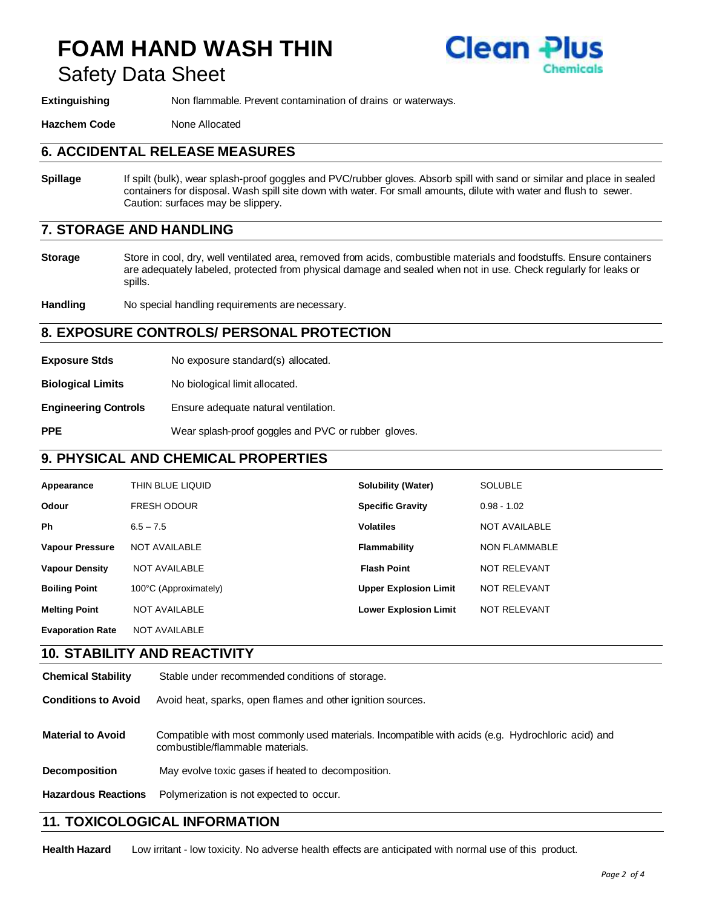**Extinguishing** Non flammable. Prevent contamination of drains or waterways.

**Hazchem Code** None Allocated

## 6. ACCIDENTAL RELEASE MEASURES

**Spillage** If spilt (bulk), wear splash-proof goggles and PVC/rubber gloves. Absorb spill with sand or similar and place in sealed containers for disposal. Wash spill site down with water. For small amounts, dilute with water and flush to sewer. Caution: surfaces may be slippery.

## 7. STORAGE AND HANDLING

**Storage** Store in cool, dry, well ventilated area, removed from acids, combustible materials and foodstuffs. Ensure containers are adequately labeled, protected from physical damage and sealed when not in use. Check regularly for leaks or spills.

**Handling** No special handling requirements are necessary.

## 8. EXPOSURE CONTROLS/ PERSONAL PROTECTION

**Exposure Stds** No exposure standard(s) allocated.

**Biological Limits** No biological limit allocated.

**Engineering Controls** Ensure adequate natural ventilation.

**PPE** Wear splash-proof goggles and PVC or rubber gloves.

## 9. PHYSICAL AND CHEMICAL PROPERTIES

| | | | |
|---|---|---|---|
| **Appearance** | THIN BLUE LIQUID | **Solubility (Water)** | SOLUBLE |
| **Odour** | FRESH ODOUR | **Specific Gravity** | 0.98 - 1.02 |
| **Ph** | 6.5 – 7.5 | **Volatiles** | NOT AVAILABLE |
| **Vapour Pressure** | NOT AVAILABLE | **Flammability** | NON FLAMMABLE |
| **Vapour Density** | NOT AVAILABLE | **Flash Point** | NOT RELEVANT |
| **Boiling Point** | 100°C (Approximately) | **Upper Explosion Limit** | NOT RELEVANT |
| **Melting Point** | NOT AVAILABLE | **Lower Explosion Limit** | NOT RELEVANT |
| **Evaporation Rate** | NOT AVAILABLE | | |

## 10. STABILITY AND REACTIVITY

**Chemical Stability** Stable under recommended conditions of storage.

**Conditions to Avoid** Avoid heat, sparks, open flames and other ignition sources.

**Material to Avoid** Compatible with most commonly used materials. Incompatible with acids (e.g. Hydrochloric acid) and combustible/flammable materials.

**Decomposition** May evolve toxic gases if heated to decomposition.

**Hazardous Reactions** Polymerization is not expected to occur.

## 11. TOXICOLOGICAL INFORMATION

**Health Hazard** Low irritant - low toxicity. No adverse health effects are anticipated with normal use of this product.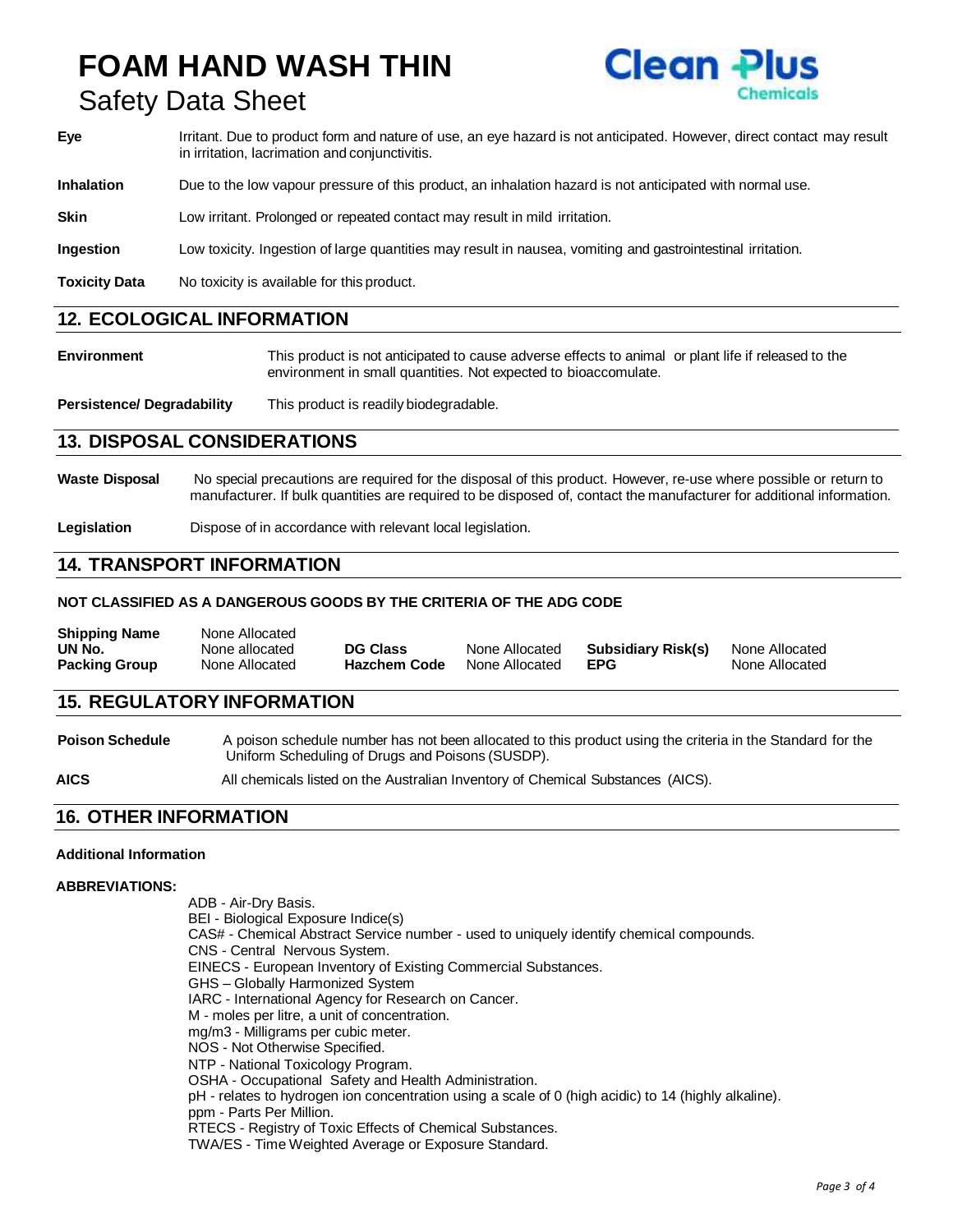**Eye** Irritant. Due to product form and nature of use, an eye hazard is not anticipated. However, direct contact may result in irritation, lacrimation and conjunctivitis.

**Inhalation** Due to the low vapour pressure of this product, an inhalation hazard is not anticipated with normal use.

**Skin** Low irritant. Prolonged or repeated contact may result in mild irritation.

**Ingestion** Low toxicity. Ingestion of large quantities may result in nausea, vomiting and gastrointestinal irritation.

**Toxicity Data** No toxicity is available for this product.

## 12. ECOLOGICAL INFORMATION

**Environment** This product is not anticipated to cause adverse effects to animal or plant life if released to the environment in small quantities. Not expected to bioaccomulate.

**Persistence/ Degradability** This product is readily biodegradable.

## 13. DISPOSAL CONSIDERATIONS

**Waste Disposal** No special precautions are required for the disposal of this product. However, re-use where possible or return to manufacturer. If bulk quantities are required to be disposed of, contact the manufacturer for additional information.

**Legislation** Dispose of in accordance with relevant local legislation.

## 14. TRANSPORT INFORMATION

**NOT CLASSIFIED AS A DANGEROUS GOODS BY THE CRITERIA OF THE ADG CODE**

| | | | | | |
|---|---|---|---|---|---|
| **Shipping Name** | None Allocated | | | | |
| **UN No.** | None allocated | **DG Class** | None Allocated | **Subsidiary Risk(s)** | None Allocated |
| **Packing Group** | None Allocated | **Hazchem Code** | None Allocated | **EPG** | None Allocated |

## 15. REGULATORY INFORMATION

**Poison Schedule** A poison schedule number has not been allocated to this product using the criteria in the Standard for the Uniform Scheduling of Drugs and Poisons (SUSDP).

**AICS** All chemicals listed on the Australian Inventory of Chemical Substances (AICS).

## 16. OTHER INFORMATION

**Additional Information**

**ABBREVIATIONS:**

ADB - Air-Dry Basis.
BEI - Biological Exposure Indice(s)
CAS# - Chemical Abstract Service number - used to uniquely identify chemical compounds.
CNS - Central Nervous System.
EINECS - European Inventory of Existing Commercial Substances.
GHS – Globally Harmonized System
IARC - International Agency for Research on Cancer.
M - moles per litre, a unit of concentration.
mg/m3 - Milligrams per cubic meter.
NOS - Not Otherwise Specified.
NTP - National Toxicology Program.
OSHA - Occupational Safety and Health Administration.
pH - relates to hydrogen ion concentration using a scale of 0 (high acidic) to 14 (highly alkaline).
ppm - Parts Per Million.
RTECS - Registry of Toxic Effects of Chemical Substances.
TWA/ES - Time Weighted Average or Exposure Standard.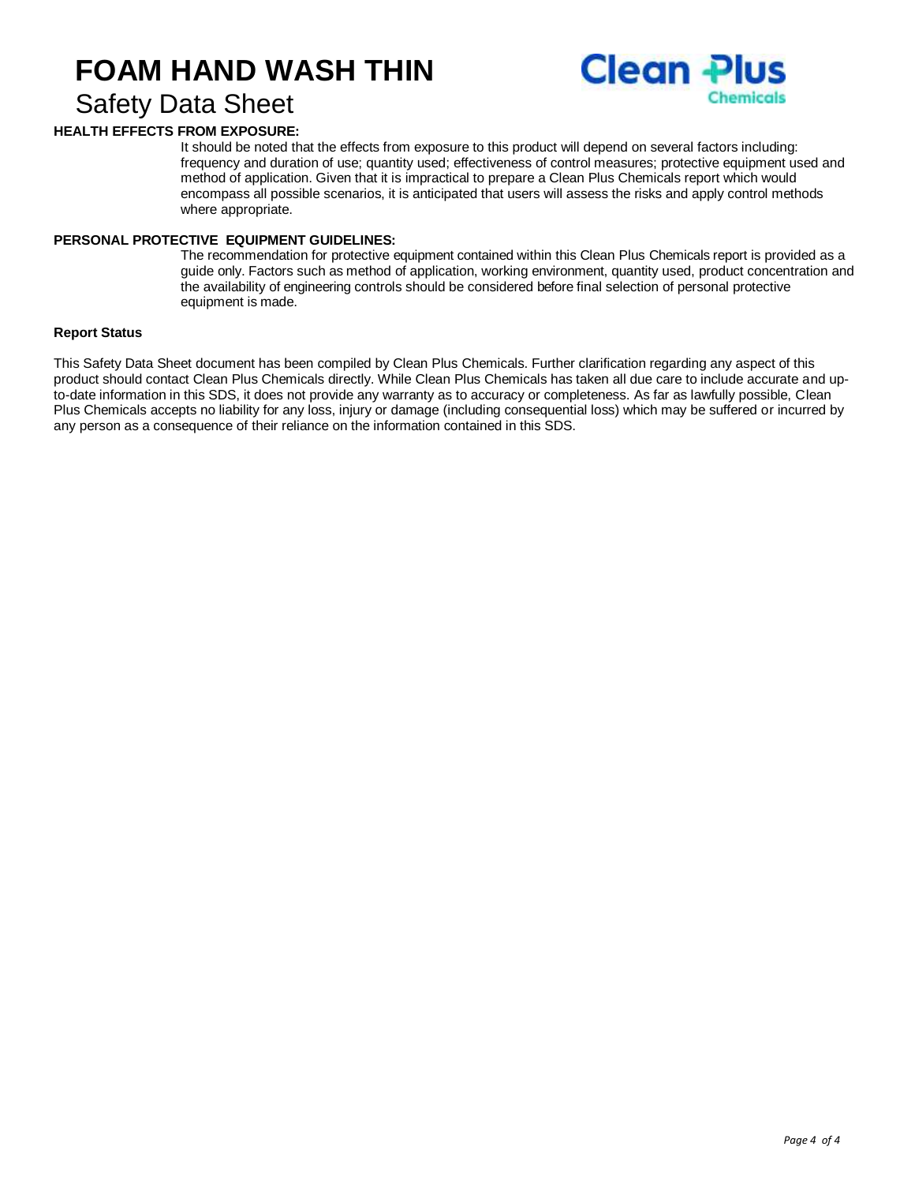**HEALTH EFFECTS FROM EXPOSURE:**

It should be noted that the effects from exposure to this product will depend on several factors including: frequency and duration of use; quantity used; effectiveness of control measures; protective equipment used and method of application. Given that it is impractical to prepare a Clean Plus Chemicals report which would encompass all possible scenarios, it is anticipated that users will assess the risks and apply control methods where appropriate.

**PERSONAL PROTECTIVE EQUIPMENT GUIDELINES:**

The recommendation for protective equipment contained within this Clean Plus Chemicals report is provided as a guide only. Factors such as method of application, working environment, quantity used, product concentration and the availability of engineering controls should be considered before final selection of personal protective equipment is made.

**Report Status**

This Safety Data Sheet document has been compiled by Clean Plus Chemicals. Further clarification regarding any aspect of this product should contact Clean Plus Chemicals directly. While Clean Plus Chemicals has taken all due care to include accurate and up-to-date information in this SDS, it does not provide any warranty as to accuracy or completeness. As far as lawfully possible, Clean Plus Chemicals accepts no liability for any loss, injury or damage (including consequential loss) which may be suffered or incurred by any person as a consequence of their reliance on the information contained in this SDS.